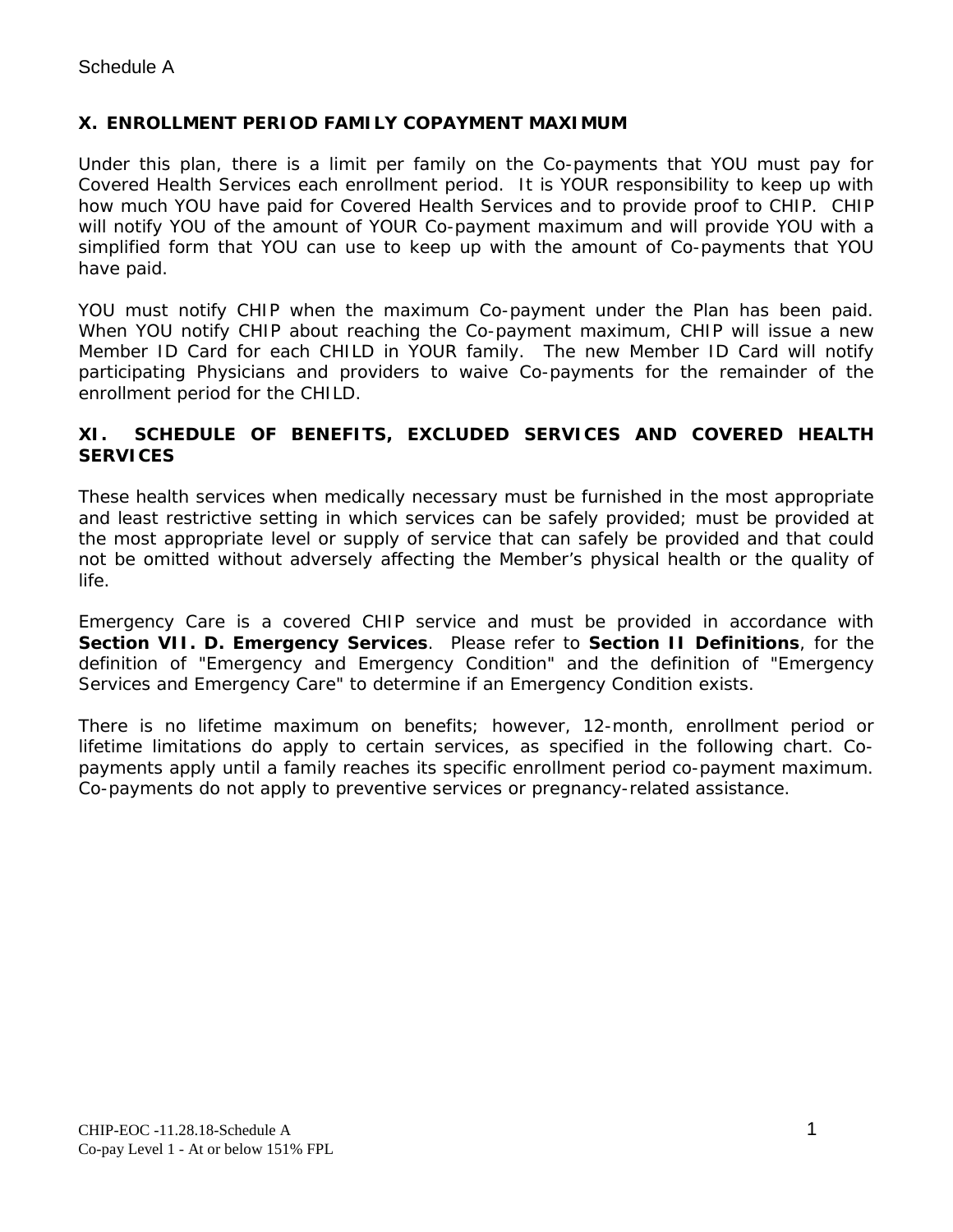Schedule A

## X. ENROLLMENT PERIOD FAMILY COPAYMENT MAXIMUM

Under this plan, there is a limit per family on the Co-payments that YOU must pay for Covered Health Services each enrollment period. It is YOUR responsibility to keep up with how much YOU have paid for Covered Health Services and to provide proof to CHIP. CHIP will notify YOU of the amount of YOUR Co-payment maximum and will provide YOU with a simplified form that YOU can use to keep up with the amount of Co-payments that YOU have paid.

YOU must notify CHIP when the maximum Co-payment under the Plan has been paid. When YOU notify CHIP about reaching the Co-payment maximum, CHIP will issue a new Member ID Card for each CHILD in YOUR family. The new Member ID Card will notify participating Physicians and providers to waive Co-payments for the remainder of the enrollment period for the CHILD.

## XI. SCHEDULE OF BENEFITS, EXCLUDED SERVICES AND COVERED HEALTH SERVICES

These health services when medically necessary must be furnished in the most appropriate and least restrictive setting in which services can be safely provided; must be provided at the most appropriate level or supply of service that can safely be provided and that could not be omitted without adversely affecting the Member's physical health or the quality of life.

Emergency Care is a covered CHIP service and must be provided in accordance with **Section VII. D. Emergency Services**. Please refer to **Section II Definitions**, for the definition of "Emergency and Emergency Condition" and the definition of "Emergency Services and Emergency Care" to determine if an Emergency Condition exists.

There is no lifetime maximum on benefits; however, 12-month, enrollment period or lifetime limitations do apply to certain services, as specified in the following chart. Co-payments apply until a family reaches its specific enrollment period co-payment maximum. Co-payments do not apply to preventive services or pregnancy-related assistance.

CHIP-EOC -11.28.18-Schedule A
Co-pay Level 1 - At or below 151% FPL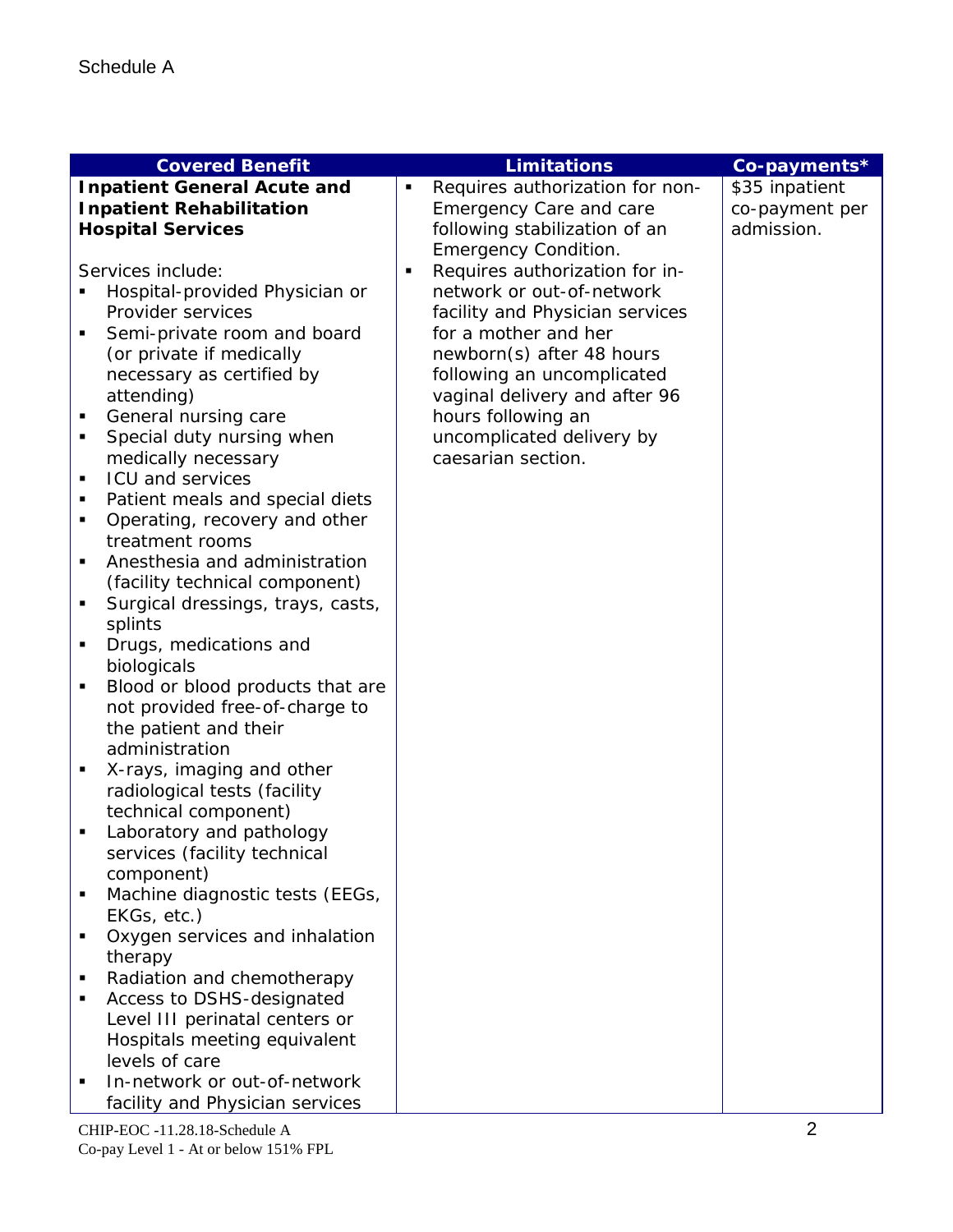Schedule A

| Covered Benefit | Limitations | Co-payments* |
|---|---|---|
| **Inpatient General Acute and Inpatient Rehabilitation Hospital Services**<br><br>Services include:<br>▪ Hospital-provided Physician or Provider services<br>▪ Semi-private room and board (or private if medically necessary as certified by attending)<br>▪ General nursing care<br>▪ Special duty nursing when medically necessary<br>▪ ICU and services<br>▪ Patient meals and special diets<br>▪ Operating, recovery and other treatment rooms<br>▪ Anesthesia and administration (facility technical component)<br>▪ Surgical dressings, trays, casts, splints<br>▪ Drugs, medications and biologicals<br>▪ Blood or blood products that are not provided free-of-charge to the patient and their administration<br>▪ X-rays, imaging and other radiological tests (facility technical component)<br>▪ Laboratory and pathology services (facility technical component)<br>▪ Machine diagnostic tests (EEGs, EKGs, etc.)<br>▪ Oxygen services and inhalation therapy<br>▪ Radiation and chemotherapy<br>▪ Access to DSHS-designated Level III perinatal centers or Hospitals meeting equivalent levels of care<br>▪ In-network or out-of-network facility and Physician services | ▪ Requires authorization for non-Emergency Care and care following stabilization of an Emergency Condition.<br>▪ Requires authorization for in-network or out-of-network facility and Physician services for a mother and her newborn(s) after 48 hours following an uncomplicated vaginal delivery and after 96 hours following an uncomplicated delivery by caesarian section. | $35 inpatient co-payment per admission. |

CHIP-EOC -11.28.18-Schedule A
Co-pay Level 1 - At or below 151% FPL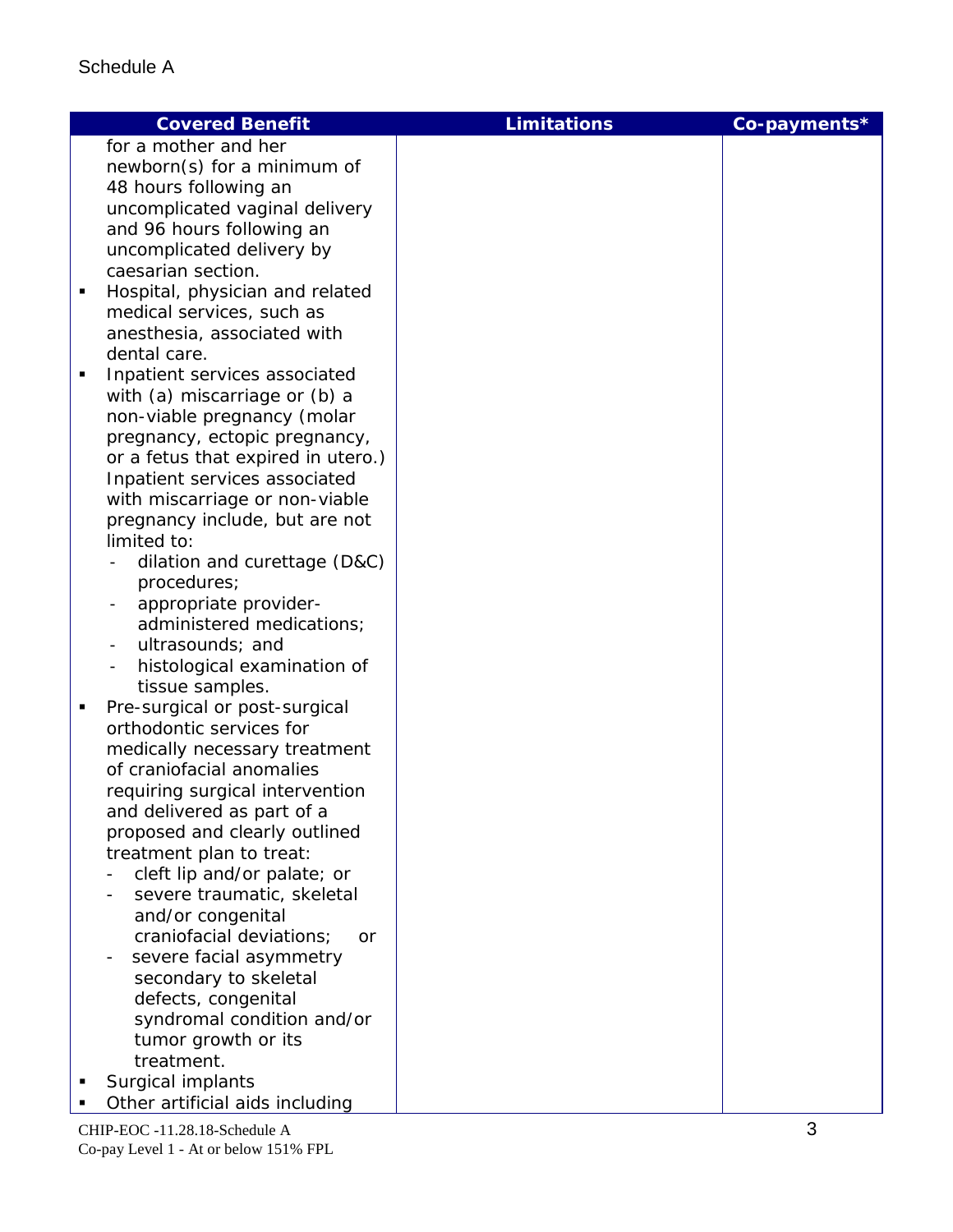Schedule A

| Covered Benefit | Limitations | Co-payments* |
|---|---|---|
| for a mother and her newborn(s) for a minimum of 48 hours following an uncomplicated vaginal delivery and 96 hours following an uncomplicated delivery by caesarian section.<br>▪ Hospital, physician and related medical services, such as anesthesia, associated with dental care.<br>▪ Inpatient services associated with (a) miscarriage or (b) a non-viable pregnancy (molar pregnancy, ectopic pregnancy, or a fetus that expired in utero.) Inpatient services associated with miscarriage or non-viable pregnancy include, but are not limited to:<br>- dilation and curettage (D&C) procedures;<br>- appropriate provider-administered medications;<br>- ultrasounds; and<br>- histological examination of tissue samples.<br>▪ Pre-surgical or post-surgical orthodontic services for medically necessary treatment of craniofacial anomalies requiring surgical intervention and delivered as part of a proposed and clearly outlined treatment plan to treat:<br>- cleft lip and/or palate; or<br>- severe traumatic, skeletal and/or congenital craniofacial deviations; or<br>- severe facial asymmetry secondary to skeletal defects, congenital syndromal condition and/or tumor growth or its treatment.<br>▪ Surgical implants<br>▪ Other artificial aids including | | |

CHIP-EOC -11.28.18-Schedule A
Co-pay Level 1 - At or below 151% FPL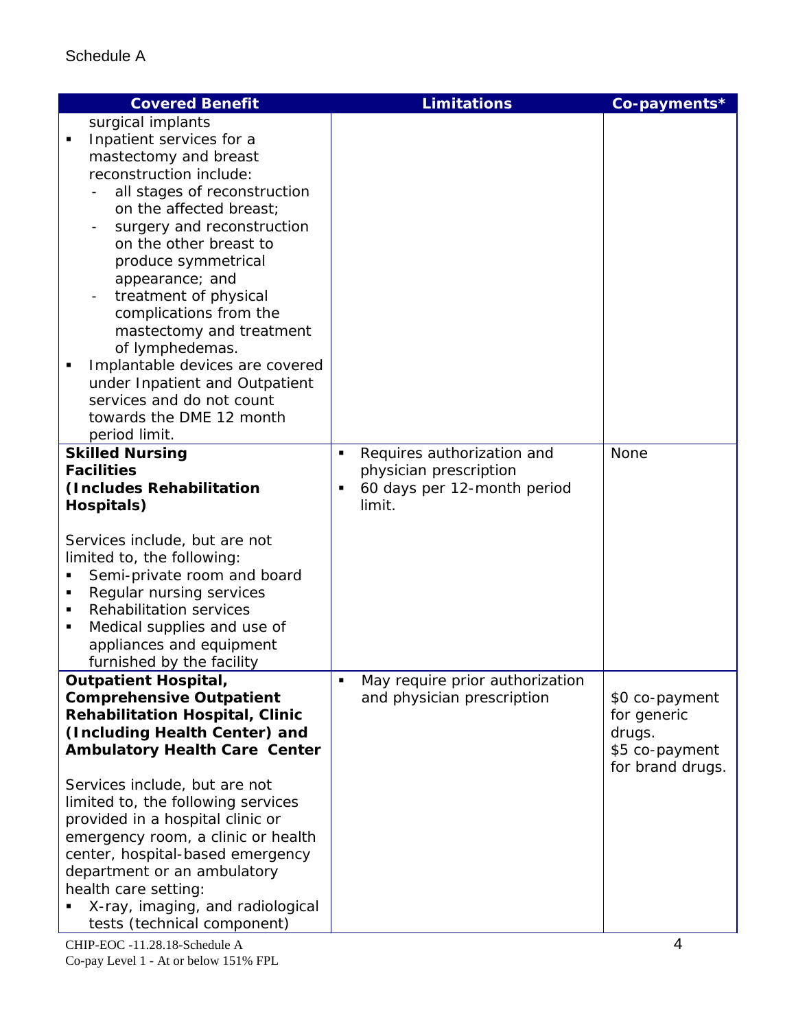Schedule A

| Covered Benefit | Limitations | Co-payments* |
|---|---|---|
| surgical implants<br>▪ Inpatient services for a mastectomy and breast reconstruction include:<br>- all stages of reconstruction on the affected breast;<br>- surgery and reconstruction on the other breast to produce symmetrical appearance; and<br>- treatment of physical complications from the mastectomy and treatment of lymphedemas.<br>▪ Implantable devices are covered under Inpatient and Outpatient services and do not count towards the DME 12 month period limit. | | |
| **Skilled Nursing Facilities (Includes Rehabilitation Hospitals)**<br><br>Services include, but are not limited to, the following:<br>▪ Semi-private room and board<br>▪ Regular nursing services<br>▪ Rehabilitation services<br>▪ Medical supplies and use of appliances and equipment furnished by the facility | ▪ Requires authorization and physician prescription<br>▪ 60 days per 12-month period limit. | None |
| **Outpatient Hospital, Comprehensive Outpatient Rehabilitation Hospital, Clinic (Including Health Center) and Ambulatory Health Care Center**<br><br>Services include, but are not limited to, the following services provided in a hospital clinic or emergency room, a clinic or health center, hospital-based emergency department or an ambulatory health care setting:<br>▪ X-ray, imaging, and radiological tests (technical component) | ▪ May require prior authorization and physician prescription | $0 co-payment for generic drugs.<br>$5 co-payment for brand drugs. |

CHIP-EOC -11.28.18-Schedule A
Co-pay Level 1 - At or below 151% FPL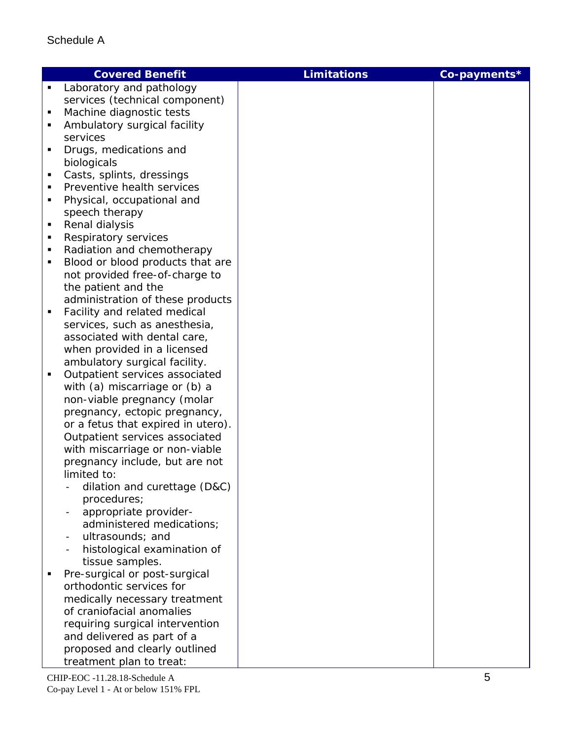Schedule A

| Covered Benefit | Limitations | Co-payments* |
|---|---|---|
| ▪ Laboratory and pathology services (technical component)<br>▪ Machine diagnostic tests<br>▪ Ambulatory surgical facility services<br>▪ Drugs, medications and biologicals<br>▪ Casts, splints, dressings<br>▪ Preventive health services<br>▪ Physical, occupational and speech therapy<br>▪ Renal dialysis<br>▪ Respiratory services<br>▪ Radiation and chemotherapy<br>▪ Blood or blood products that are not provided free-of-charge to the patient and the administration of these products<br>▪ Facility and related medical services, such as anesthesia, associated with dental care, when provided in a licensed ambulatory surgical facility.<br>▪ Outpatient services associated with (a) miscarriage or (b) a non-viable pregnancy (molar pregnancy, ectopic pregnancy, or a fetus that expired in utero). Outpatient services associated with miscarriage or non-viable pregnancy include, but are not limited to:<br>- dilation and curettage (D&C) procedures;<br>- appropriate provider-administered medications;<br>- ultrasounds; and<br>- histological examination of tissue samples.<br>▪ Pre-surgical or post-surgical orthodontic services for medically necessary treatment of craniofacial anomalies requiring surgical intervention and delivered as part of a proposed and clearly outlined treatment plan to treat: | | |

CHIP-EOC -11.28.18-Schedule A
Co-pay Level 1 - At or below 151% FPL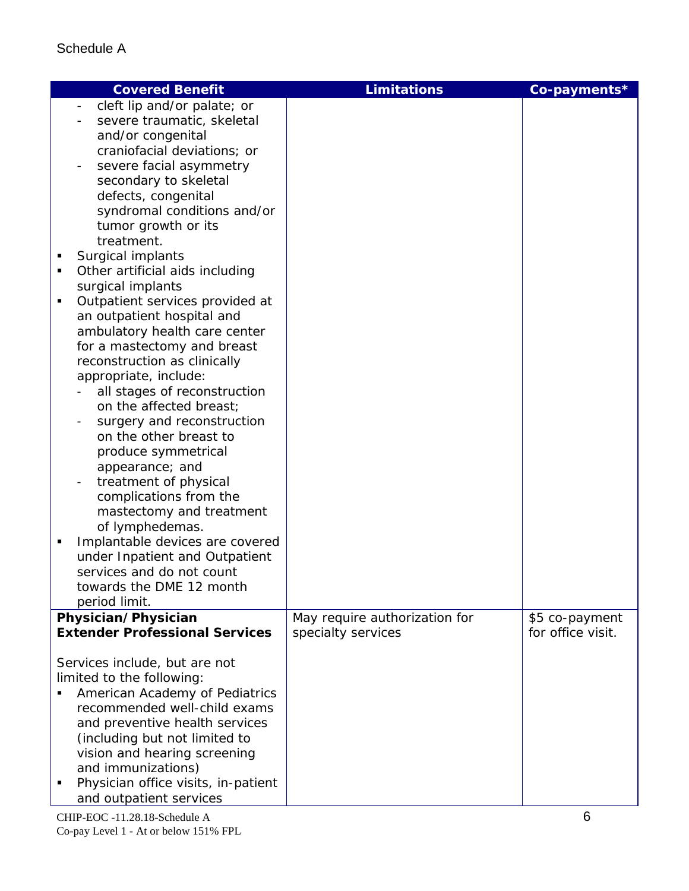Schedule A

| Covered Benefit | Limitations | Co-payments* |
|---|---|---|
| - cleft lip and/or palate; or<br>- severe traumatic, skeletal and/or congenital craniofacial deviations; or<br>- severe facial asymmetry secondary to skeletal defects, congenital syndromal conditions and/or tumor growth or its treatment.<br>▪ Surgical implants<br>▪ Other artificial aids including surgical implants<br>▪ Outpatient services provided at an outpatient hospital and ambulatory health care center for a mastectomy and breast reconstruction as clinically appropriate, include:<br>- all stages of reconstruction on the affected breast;<br>- surgery and reconstruction on the other breast to produce symmetrical appearance; and<br>- treatment of physical complications from the mastectomy and treatment of lymphedemas.<br>▪ Implantable devices are covered under Inpatient and Outpatient services and do not count towards the DME 12 month period limit. | | |
| **Physician/Physician Extender Professional Services**<br><br>Services include, but are not limited to the following:<br>▪ American Academy of Pediatrics recommended well-child exams and preventive health services (including but not limited to vision and hearing screening and immunizations)<br>▪ Physician office visits, in-patient and outpatient services | May require authorization for specialty services | $5 co-payment for office visit. |

CHIP-EOC -11.28.18-Schedule A
Co-pay Level 1 - At or below 151% FPL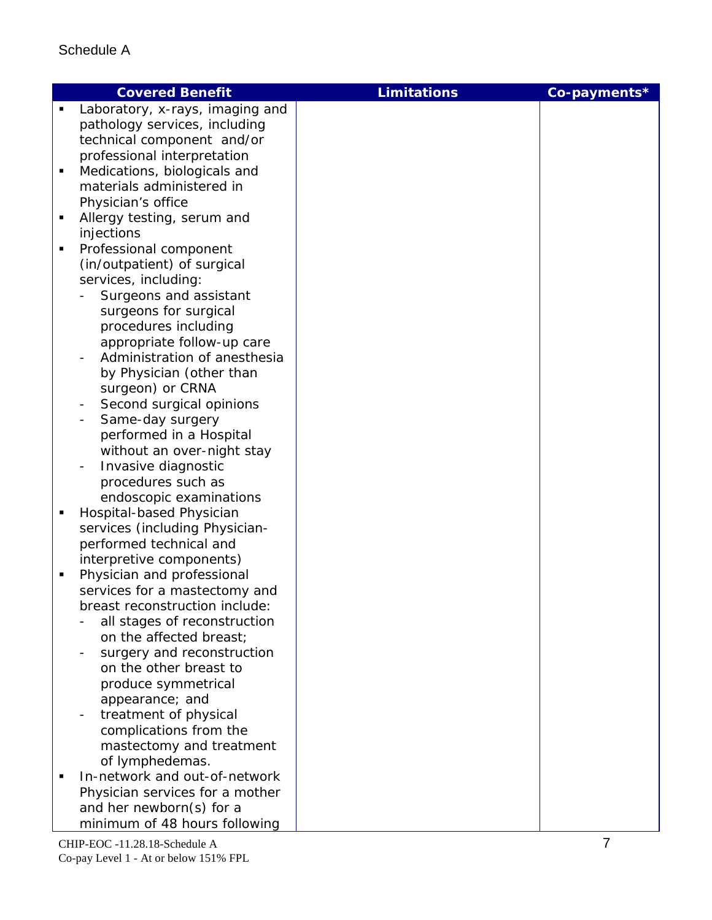Schedule A

| Covered Benefit | Limitations | Co-payments* |
|---|---|---|
| ▪ Laboratory, x-rays, imaging and pathology services, including technical component and/or professional interpretation<br>▪ Medications, biologicals and materials administered in Physician's office<br>▪ Allergy testing, serum and injections<br>▪ Professional component (in/outpatient) of surgical services, including:<br>- Surgeons and assistant surgeons for surgical procedures including appropriate follow-up care<br>- Administration of anesthesia by Physician (other than surgeon) or CRNA<br>- Second surgical opinions<br>- Same-day surgery performed in a Hospital without an over-night stay<br>- Invasive diagnostic procedures such as endoscopic examinations<br>▪ Hospital-based Physician services (including Physician-performed technical and interpretive components)<br>▪ Physician and professional services for a mastectomy and breast reconstruction include:<br>- all stages of reconstruction on the affected breast;<br>- surgery and reconstruction on the other breast to produce symmetrical appearance; and<br>- treatment of physical complications from the mastectomy and treatment of lymphedemas.<br>▪ In-network and out-of-network Physician services for a mother and her newborn(s) for a minimum of 48 hours following | | |

CHIP-EOC -11.28.18-Schedule A
Co-pay Level 1 - At or below 151% FPL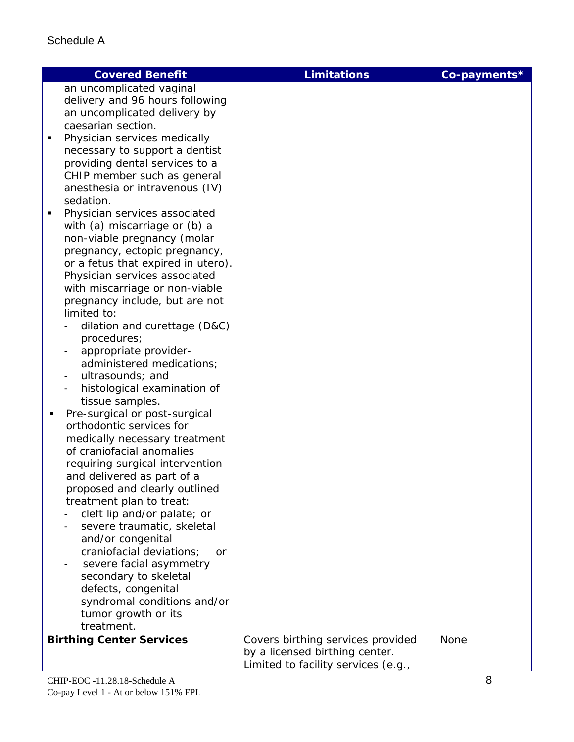Schedule A

| Covered Benefit | Limitations | Co-payments* |
|---|---|---|
| an uncomplicated vaginal delivery and 96 hours following an uncomplicated delivery by caesarian section.<br>▪ Physician services medically necessary to support a dentist providing dental services to a CHIP member such as general anesthesia or intravenous (IV) sedation.<br>▪ Physician services associated with (a) miscarriage or (b) a non-viable pregnancy (molar pregnancy, ectopic pregnancy, or a fetus that expired in utero). Physician services associated with miscarriage or non-viable pregnancy include, but are not limited to:<br>- dilation and curettage (D&C) procedures;<br>- appropriate provider-administered medications;<br>- ultrasounds; and<br>- histological examination of tissue samples.<br>▪ Pre-surgical or post-surgical orthodontic services for medically necessary treatment of craniofacial anomalies requiring surgical intervention and delivered as part of a proposed and clearly outlined treatment plan to treat:<br>- cleft lip and/or palate; or<br>- severe traumatic, skeletal and/or congenital craniofacial deviations; or<br>- severe facial asymmetry secondary to skeletal defects, congenital syndromal conditions and/or tumor growth or its treatment. | | |
| **Birthing Center Services** | Covers birthing services provided by a licensed birthing center. Limited to facility services (e.g., | None |

CHIP-EOC -11.28.18-Schedule A
Co-pay Level 1 - At or below 151% FPL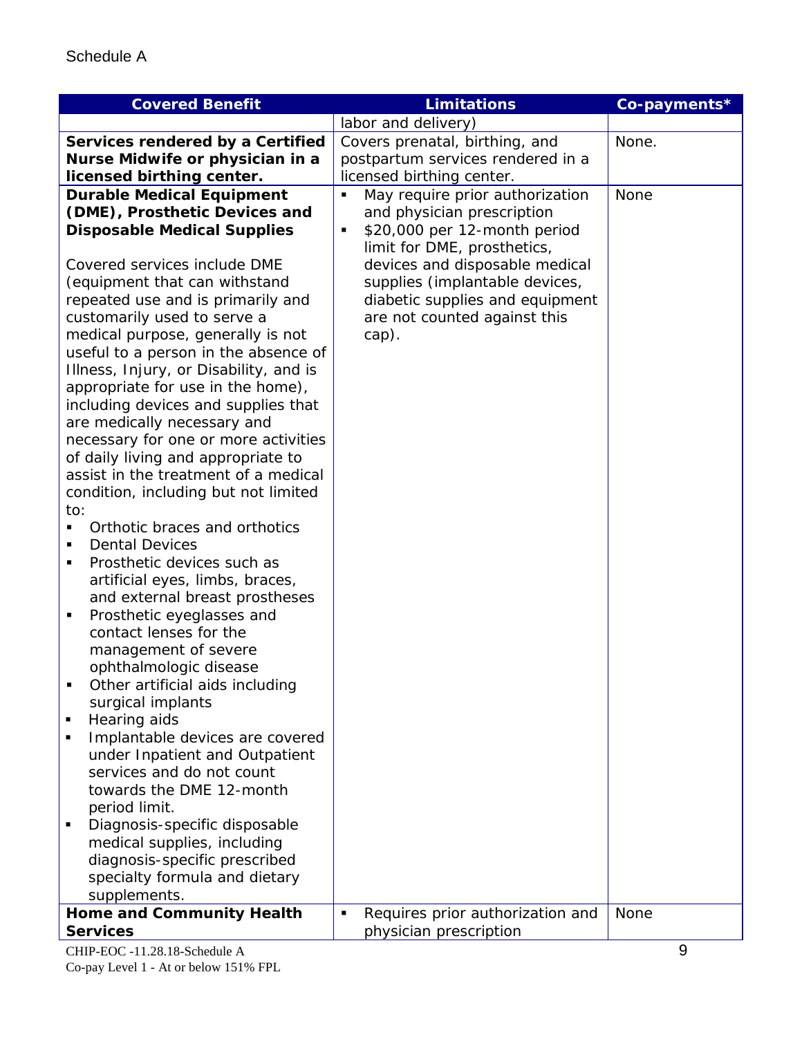Schedule A

| Covered Benefit | Limitations | Co-payments* |
|---|---|---|
| | labor and delivery) | |
| **Services rendered by a Certified Nurse Midwife or physician in a licensed birthing center.** | Covers prenatal, birthing, and postpartum services rendered in a licensed birthing center. | None. |
| **Durable Medical Equipment (DME), Prosthetic Devices and Disposable Medical Supplies**<br><br>Covered services include DME (equipment that can withstand repeated use and is primarily and customarily used to serve a medical purpose, generally is not useful to a person in the absence of Illness, Injury, or Disability, and is appropriate for use in the home), including devices and supplies that are medically necessary and necessary for one or more activities of daily living and appropriate to assist in the treatment of a medical condition, including but not limited to:<br>▪ Orthotic braces and orthotics<br>▪ Dental Devices<br>▪ Prosthetic devices such as artificial eyes, limbs, braces, and external breast prostheses<br>▪ Prosthetic eyeglasses and contact lenses for the management of severe ophthalmologic disease<br>▪ Other artificial aids including surgical implants<br>▪ Hearing aids<br>▪ Implantable devices are covered under Inpatient and Outpatient services and do not count towards the DME 12-month period limit.<br>▪ Diagnosis-specific disposable medical supplies, including diagnosis-specific prescribed specialty formula and dietary supplements. | ▪ May require prior authorization and physician prescription<br>▪ $20,000 per 12-month period limit for DME, prosthetics, devices and disposable medical supplies (implantable devices, diabetic supplies and equipment are not counted against this cap). | None |
| **Home and Community Health Services** | ▪ Requires prior authorization and physician prescription | None |

CHIP-EOC -11.28.18-Schedule A
Co-pay Level 1 - At or below 151% FPL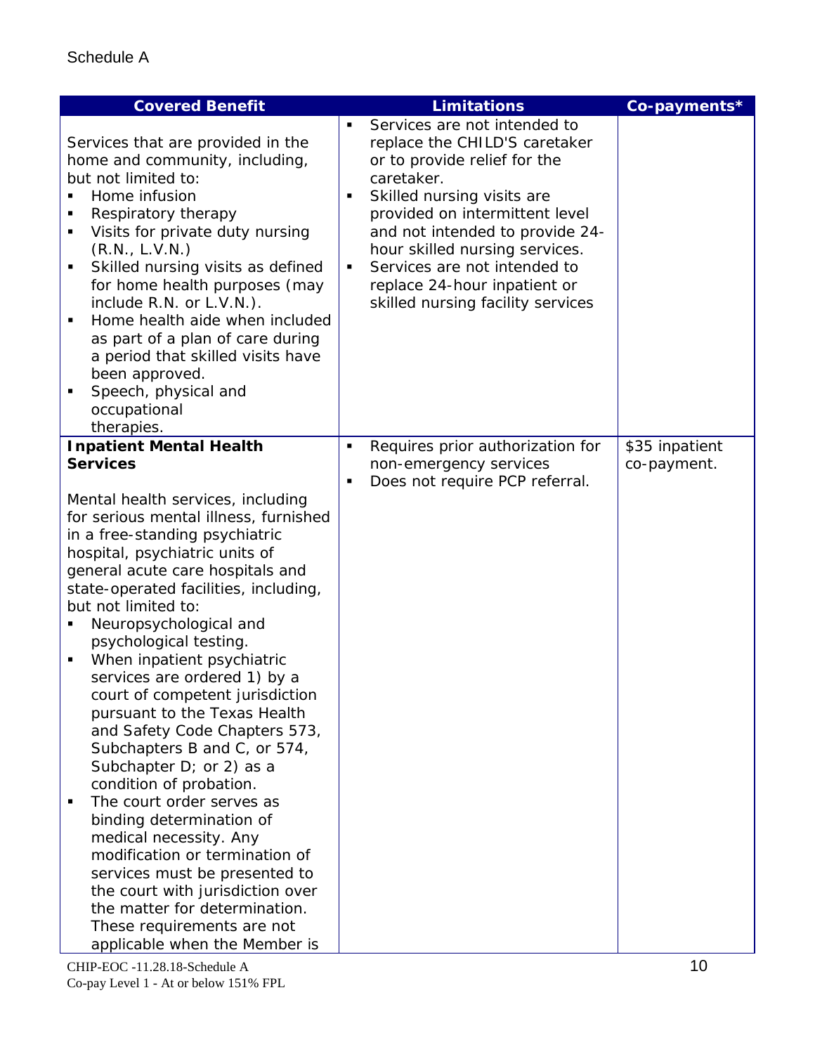Schedule A

| Covered Benefit | Limitations | Co-payments* |
|---|---|---|
| Services that are provided in the home and community, including, but not limited to:<br>▪ Home infusion<br>▪ Respiratory therapy<br>▪ Visits for private duty nursing (R.N., L.V.N.)<br>▪ Skilled nursing visits as defined for home health purposes (may include R.N. or L.V.N.).<br>▪ Home health aide when included as part of a plan of care during a period that skilled visits have been approved.<br>▪ Speech, physical and occupational therapies. | ▪ Services are not intended to replace the CHILD'S caretaker or to provide relief for the caretaker.<br>▪ Skilled nursing visits are provided on intermittent level and not intended to provide 24-hour skilled nursing services.<br>▪ Services are not intended to replace 24-hour inpatient or skilled nursing facility services | |
| **Inpatient Mental Health Services**<br><br>Mental health services, including for serious mental illness, furnished in a free-standing psychiatric hospital, psychiatric units of general acute care hospitals and state-operated facilities, including, but not limited to:<br>▪ Neuropsychological and psychological testing.<br>▪ When inpatient psychiatric services are ordered 1) by a court of competent jurisdiction pursuant to the Texas Health and Safety Code Chapters 573, Subchapters B and C, or 574, Subchapter D; or 2) as a condition of probation.<br>▪ The court order serves as binding determination of medical necessity. Any modification or termination of services must be presented to the court with jurisdiction over the matter for determination. These requirements are not applicable when the Member is | ▪ Requires prior authorization for non-emergency services<br>▪ Does not require PCP referral. | $35 inpatient co-payment. |

CHIP-EOC -11.28.18-Schedule A
Co-pay Level 1 - At or below 151% FPL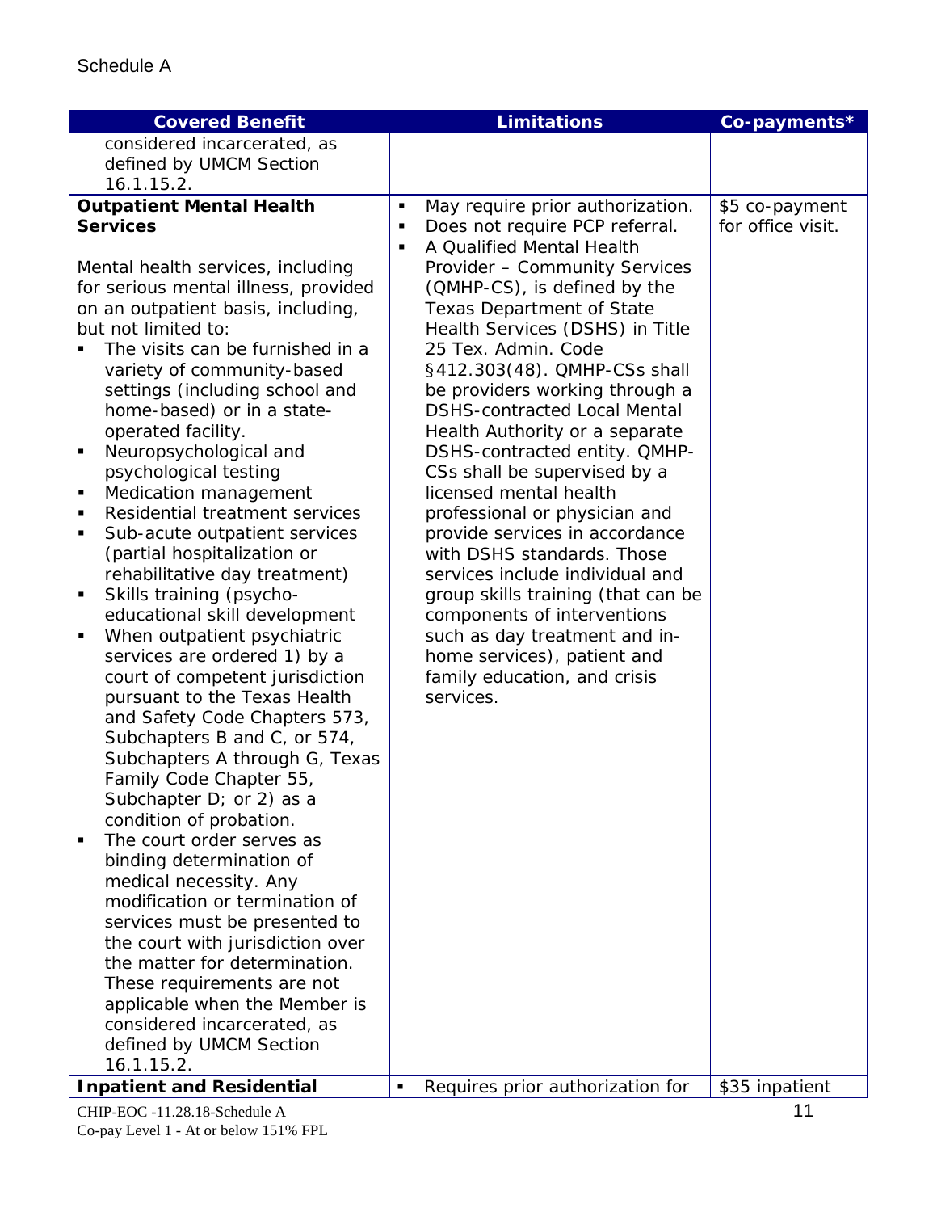Schedule A

| Covered Benefit | Limitations | Co-payments* |
|---|---|---|
| considered incarcerated, as defined by UMCM Section 16.1.15.2. | | |
| **Outpatient Mental Health Services**<br><br>Mental health services, including for serious mental illness, provided on an outpatient basis, including, but not limited to:<br>▪ The visits can be furnished in a variety of community-based settings (including school and home-based) or in a state-operated facility.<br>▪ Neuropsychological and psychological testing<br>▪ Medication management<br>▪ Residential treatment services<br>▪ Sub-acute outpatient services (partial hospitalization or rehabilitative day treatment)<br>▪ Skills training (psycho-educational skill development<br>▪ When outpatient psychiatric services are ordered 1) by a court of competent jurisdiction pursuant to the Texas Health and Safety Code Chapters 573, Subchapters B and C, or 574, Subchapters A through G, Texas Family Code Chapter 55, Subchapter D; or 2) as a condition of probation.<br>▪ The court order serves as binding determination of medical necessity. Any modification or termination of services must be presented to the court with jurisdiction over the matter for determination. These requirements are not applicable when the Member is considered incarcerated, as defined by UMCM Section 16.1.15.2. | ▪ May require prior authorization.<br>▪ Does not require PCP referral.<br>▪ A Qualified Mental Health Provider – Community Services (QMHP-CS), is defined by the Texas Department of State Health Services (DSHS) in Title 25 Tex. Admin. Code §412.303(48). QMHP-CSs shall be providers working through a DSHS-contracted Local Mental Health Authority or a separate DSHS-contracted entity. QMHP-CSs shall be supervised by a licensed mental health professional or physician and provide services in accordance with DSHS standards. Those services include individual and group skills training (that can be components of interventions such as day treatment and in-home services), patient and family education, and crisis services. | $5 co-payment for office visit. |
| **Inpatient and Residential** | ▪ Requires prior authorization for | $35 inpatient |

CHIP-EOC -11.28.18-Schedule A
Co-pay Level 1 - At or below 151% FPL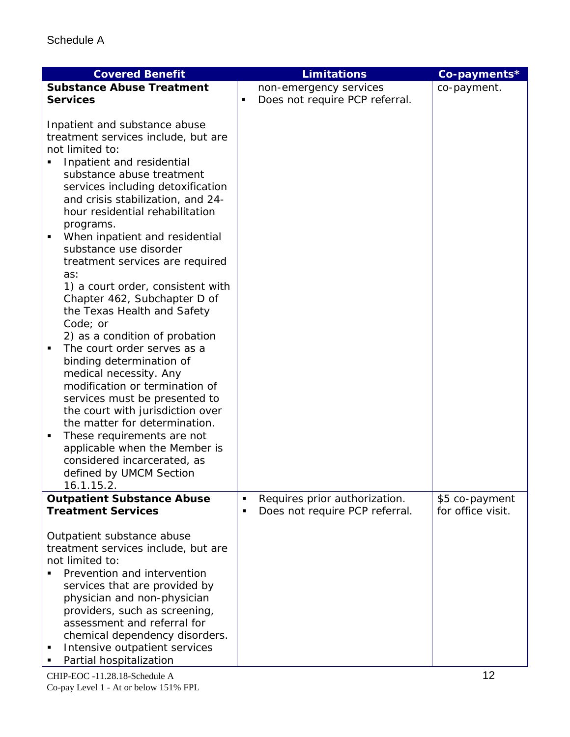Schedule A

| Covered Benefit | Limitations | Co-payments* |
|---|---|---|
| **Substance Abuse Treatment Services**<br><br>Inpatient and substance abuse treatment services include, but are not limited to:<br>▪ Inpatient and residential substance abuse treatment services including detoxification and crisis stabilization, and 24-hour residential rehabilitation programs.<br>▪ When inpatient and residential substance use disorder treatment services are required as:<br>1) a court order, consistent with Chapter 462, Subchapter D of the Texas Health and Safety Code; or<br>2) as a condition of probation<br>▪ The court order serves as a binding determination of medical necessity. Any modification or termination of services must be presented to the court with jurisdiction over the matter for determination.<br>▪ These requirements are not applicable when the Member is considered incarcerated, as defined by UMCM Section 16.1.15.2. | non-emergency services<br>▪ Does not require PCP referral. | co-payment. |
| **Outpatient Substance Abuse Treatment Services**<br><br>Outpatient substance abuse treatment services include, but are not limited to:<br>▪ Prevention and intervention services that are provided by physician and non-physician providers, such as screening, assessment and referral for chemical dependency disorders.<br>▪ Intensive outpatient services<br>▪ Partial hospitalization | ▪ Requires prior authorization.<br>▪ Does not require PCP referral. | $5 co-payment for office visit. |

CHIP-EOC -11.28.18-Schedule A
Co-pay Level 1 - At or below 151% FPL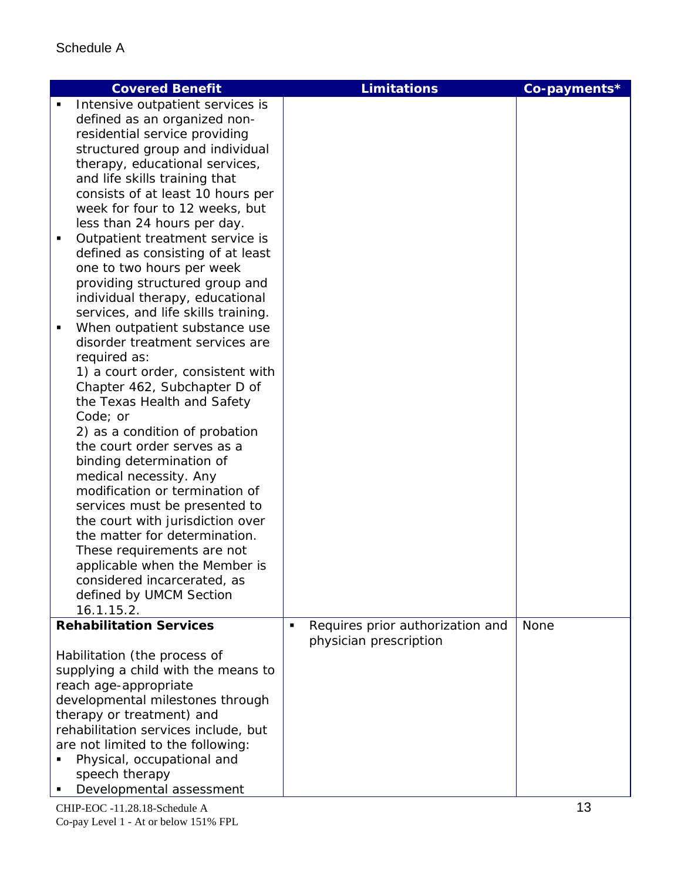Schedule A

| Covered Benefit | Limitations | Co-payments* |
|---|---|---|
| ▪ Intensive outpatient services is defined as an organized non-residential service providing structured group and individual therapy, educational services, and life skills training that consists of at least 10 hours per week for four to 12 weeks, but less than 24 hours per day.<br>▪ Outpatient treatment service is defined as consisting of at least one to two hours per week providing structured group and individual therapy, educational services, and life skills training.<br>▪ When outpatient substance use disorder treatment services are required as:<br>1) a court order, consistent with Chapter 462, Subchapter D of the Texas Health and Safety Code; or<br>2) as a condition of probation the court order serves as a binding determination of medical necessity. Any modification or termination of services must be presented to the court with jurisdiction over the matter for determination. These requirements are not applicable when the Member is considered incarcerated, as defined by UMCM Section 16.1.15.2. | | |
| **Rehabilitation Services**<br><br>Habilitation (the process of supplying a child with the means to reach age-appropriate developmental milestones through therapy or treatment) and rehabilitation services include, but are not limited to the following:<br>▪ Physical, occupational and speech therapy<br>▪ Developmental assessment | ▪ Requires prior authorization and physician prescription | None |

CHIP-EOC -11.28.18-Schedule A
Co-pay Level 1 - At or below 151% FPL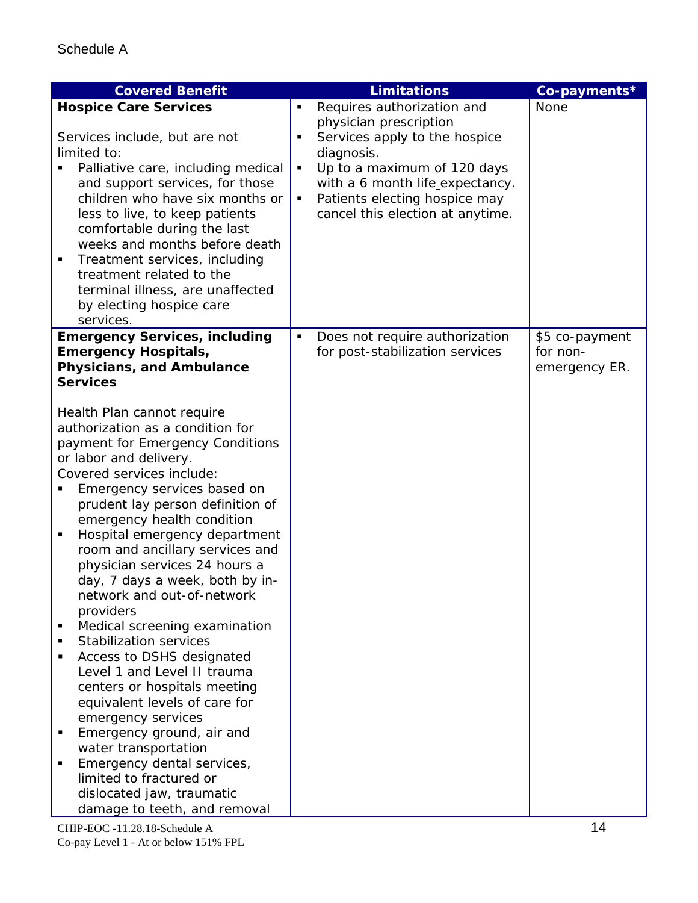Schedule A

| Covered Benefit | Limitations | Co-payments* |
|---|---|---|
| **Hospice Care Services**<br><br>Services include, but are not limited to:<br>▪ Palliative care, including medical and support services, for those children who have six months or less to live, to keep patients comfortable during the last weeks and months before death<br>▪ Treatment services, including treatment related to the terminal illness, are unaffected by electing hospice care services. | ▪ Requires authorization and physician prescription<br>▪ Services apply to the hospice diagnosis.<br>▪ Up to a maximum of 120 days with a 6 month life expectancy.<br>▪ Patients electing hospice may cancel this election at anytime. | None |
| **Emergency Services, including Emergency Hospitals, Physicians, and Ambulance Services**<br><br>Health Plan cannot require authorization as a condition for payment for Emergency Conditions or labor and delivery.<br>Covered services include:<br>▪ Emergency services based on prudent lay person definition of emergency health condition<br>▪ Hospital emergency department room and ancillary services and physician services 24 hours a day, 7 days a week, both by in-network and out-of-network providers<br>▪ Medical screening examination<br>▪ Stabilization services<br>▪ Access to DSHS designated Level 1 and Level II trauma centers or hospitals meeting equivalent levels of care for emergency services<br>▪ Emergency ground, air and water transportation<br>▪ Emergency dental services, limited to fractured or dislocated jaw, traumatic damage to teeth, and removal | ▪ Does not require authorization for post-stabilization services | $5 co-payment for non-emergency ER. |

CHIP-EOC -11.28.18-Schedule A
Co-pay Level 1 - At or below 151% FPL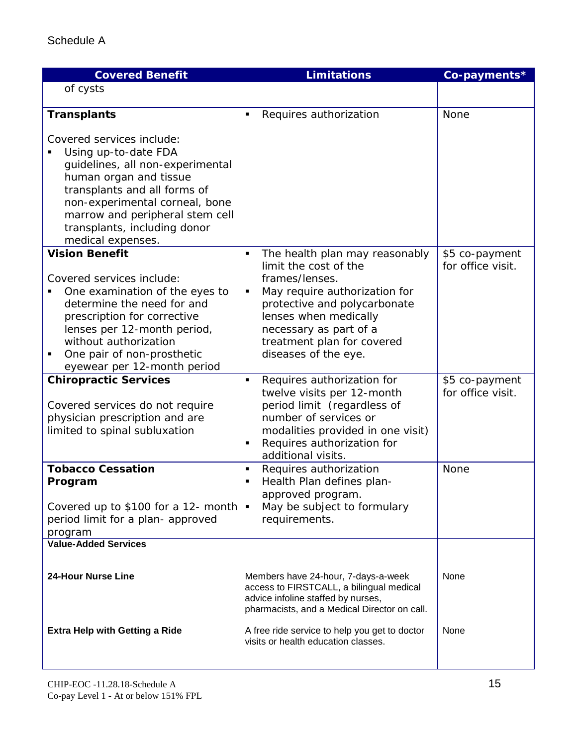Schedule A

| Covered Benefit | Limitations | Co-payments* |
|---|---|---|
| of cysts | | |
| **Transplants**<br><br>Covered services include:<br>▪ Using up-to-date FDA guidelines, all non-experimental human organ and tissue transplants and all forms of non-experimental corneal, bone marrow and peripheral stem cell transplants, including donor medical expenses. | ▪ Requires authorization | None |
| **Vision Benefit**<br><br>Covered services include:<br>▪ One examination of the eyes to determine the need for and prescription for corrective lenses per 12-month period, without authorization<br>▪ One pair of non-prosthetic eyewear per 12-month period | ▪ The health plan may reasonably limit the cost of the frames/lenses.<br>▪ May require authorization for protective and polycarbonate lenses when medically necessary as part of a treatment plan for covered diseases of the eye. | $5 co-payment for office visit. |
| **Chiropractic Services**<br><br>Covered services do not require physician prescription and are limited to spinal subluxation | ▪ Requires authorization for twelve visits per 12-month period limit (regardless of number of services or modalities provided in one visit)<br>▪ Requires authorization for additional visits. | $5 co-payment for office visit. |
| **Tobacco Cessation Program**<br><br>Covered up to $100 for a 12- month period limit for a plan- approved program | ▪ Requires authorization<br>▪ Health Plan defines plan-approved program.<br>▪ May be subject to formulary requirements. | None |
| **Value-Added Services**<br><br>**24-Hour Nurse Line**<br><br>**Extra Help with Getting a Ride** | <br><br>Members have 24-hour, 7-days-a-week access to FIRSTCALL, a bilingual medical advice infoline staffed by nurses, pharmacists, and a Medical Director on call.<br><br>A free ride service to help you get to doctor visits or health education classes. | <br><br>None<br><br>None |

CHIP-EOC -11.28.18-Schedule A
Co-pay Level 1 - At or below 151% FPL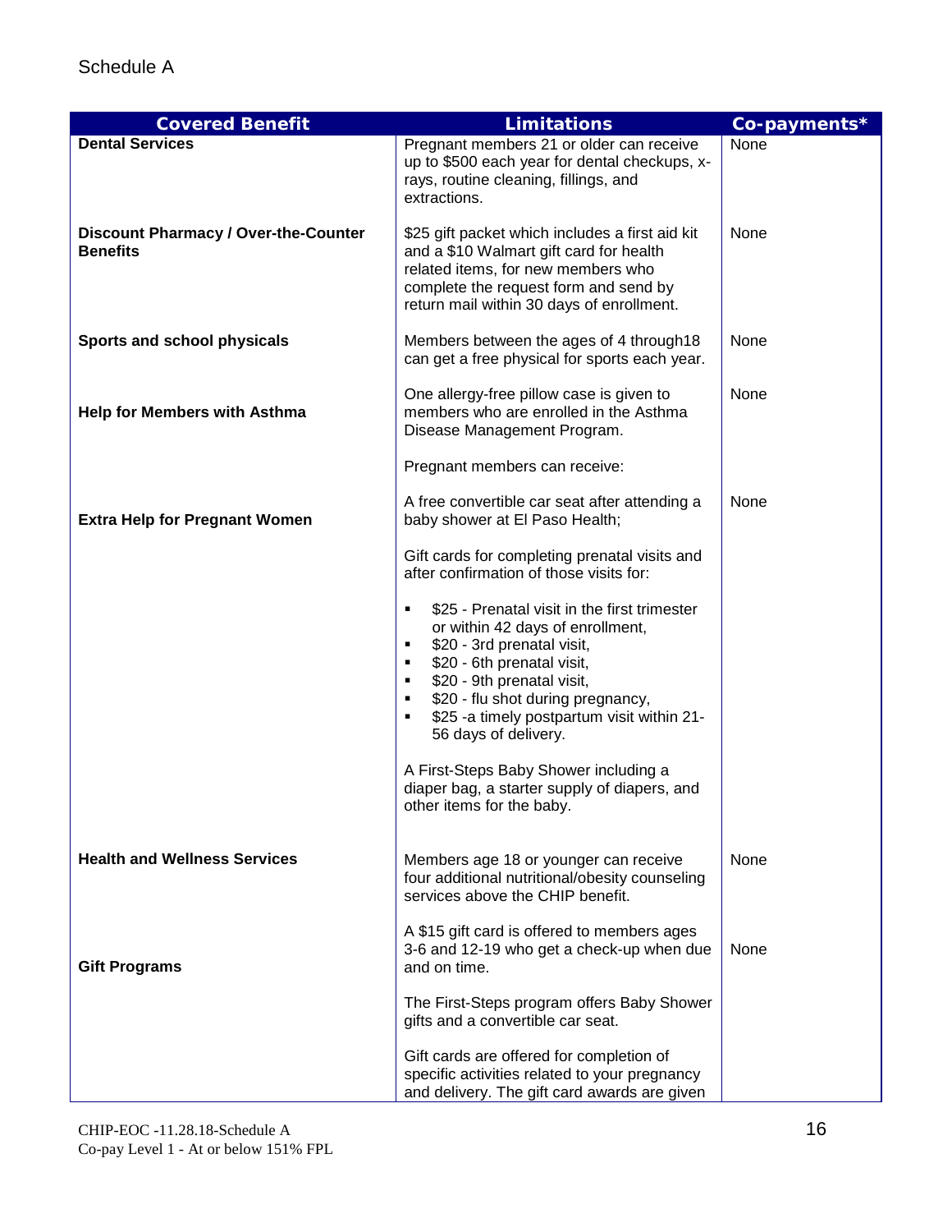Schedule A

| Covered Benefit | Limitations | Co-payments* |
|---|---|---|
| **Dental Services** | Pregnant members 21 or older can receive up to $500 each year for dental checkups, x-rays, routine cleaning, fillings, and extractions. | None |
| **Discount Pharmacy / Over-the-Counter Benefits** | $25 gift packet which includes a first aid kit and a $10 Walmart gift card for health related items, for new members who complete the request form and send by return mail within 30 days of enrollment. | None |
| **Sports and school physicals** | Members between the ages of 4 through18 can get a free physical for sports each year. | None |
| **Help for Members with Asthma** | One allergy-free pillow case is given to members who are enrolled in the Asthma Disease Management Program. | None |
| **Extra Help for Pregnant Women** | Pregnant members can receive:<br><br>A free convertible car seat after attending a baby shower at El Paso Health;<br><br>Gift cards for completing prenatal visits and after confirmation of those visits for:<br><br>▪ $25 - Prenatal visit in the first trimester or within 42 days of enrollment,<br>▪ $20 - 3rd prenatal visit,<br>▪ $20 - 6th prenatal visit,<br>▪ $20 - 9th prenatal visit,<br>▪ $20 - flu shot during pregnancy,<br>▪ $25 -a timely postpartum visit within 21-56 days of delivery.<br><br>A First-Steps Baby Shower including a diaper bag, a starter supply of diapers, and other items for the baby. | None |
| **Health and Wellness Services** | Members age 18 or younger can receive four additional nutritional/obesity counseling services above the CHIP benefit. | None |
| **Gift Programs** | A $15 gift card is offered to members ages 3-6 and 12-19 who get a check-up when due and on time.<br><br>The First-Steps program offers Baby Shower gifts and a convertible car seat.<br><br>Gift cards are offered for completion of specific activities related to your pregnancy and delivery. The gift card awards are given | None |

CHIP-EOC -11.28.18-Schedule A
Co-pay Level 1 - At or below 151% FPL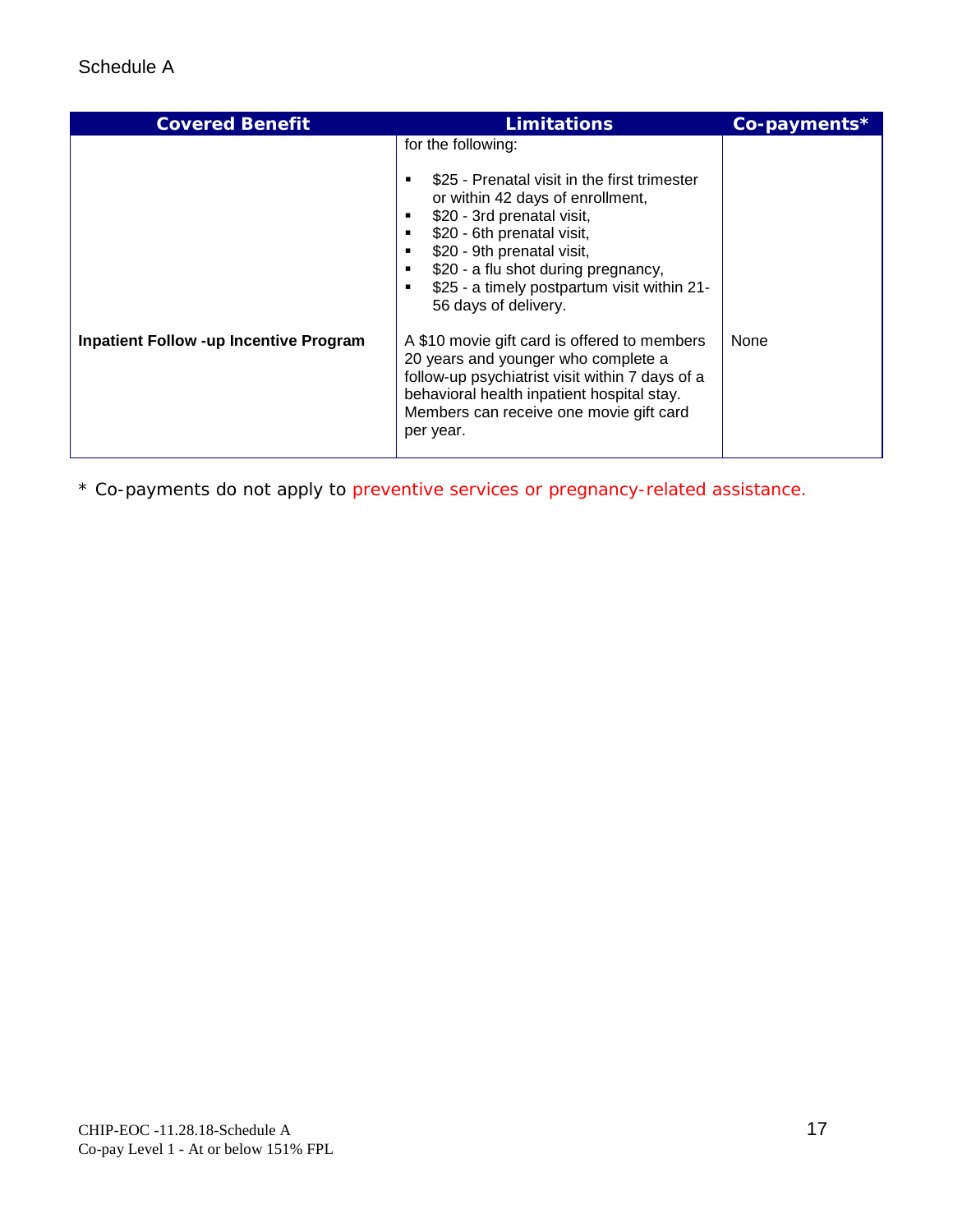Schedule A

| Covered Benefit | Limitations | Co-payments* |
|---|---|---|
| | for the following:<br><br>▪ $25 - Prenatal visit in the first trimester or within 42 days of enrollment,<br>▪ $20 - 3rd prenatal visit,<br>▪ $20 - 6th prenatal visit,<br>▪ $20 - 9th prenatal visit,<br>▪ $20 - a flu shot during pregnancy,<br>▪ $25 - a timely postpartum visit within 21-56 days of delivery. | |
| **Inpatient Follow -up Incentive Program** | A $10 movie gift card is offered to members 20 years and younger who complete a follow-up psychiatrist visit within 7 days of a behavioral health inpatient hospital stay. Members can receive one movie gift card per year. | None |

* Co-payments do not apply to preventive services or pregnancy-related assistance.

CHIP-EOC -11.28.18-Schedule A
Co-pay Level 1 - At or below 151% FPL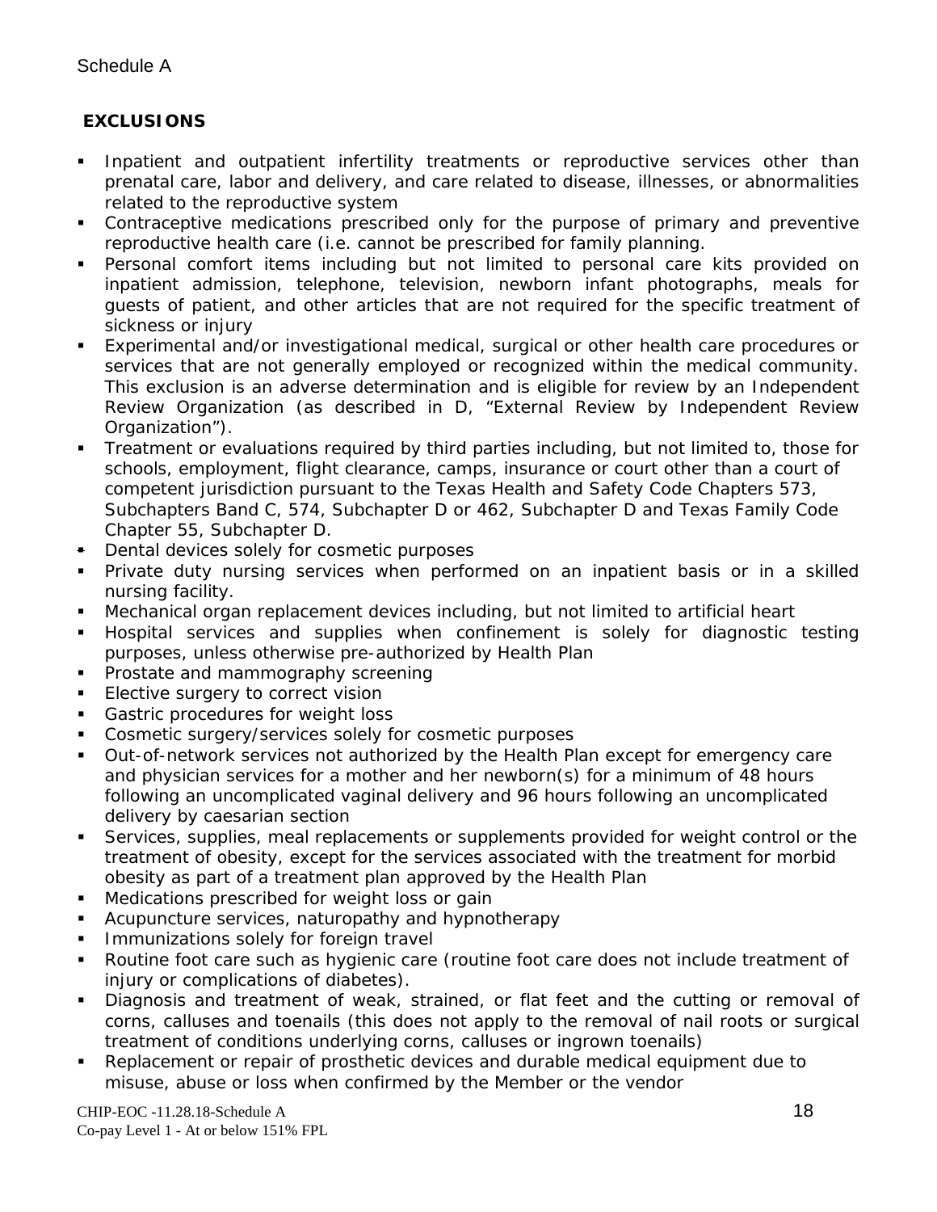Schedule A

**EXCLUSIONS**

- Inpatient and outpatient infertility treatments or reproductive services other than prenatal care, labor and delivery, and care related to disease, illnesses, or abnormalities related to the reproductive system
- Contraceptive medications prescribed only for the purpose of primary and preventive reproductive health care (i.e. cannot be prescribed for family planning.
- Personal comfort items including but not limited to personal care kits provided on inpatient admission, telephone, television, newborn infant photographs, meals for guests of patient, and other articles that are not required for the specific treatment of sickness or injury
- Experimental and/or investigational medical, surgical or other health care procedures or services that are not generally employed or recognized within the medical community. This exclusion is an adverse determination and is eligible for review by an Independent Review Organization (as described in D, "External Review by Independent Review Organization").
- Treatment or evaluations required by third parties including, but not limited to, those for schools, employment, flight clearance, camps, insurance or court other than a court of competent jurisdiction pursuant to the Texas Health and Safety Code Chapters 573, Subchapters Band C, 574, Subchapter D or 462, Subchapter D and Texas Family Code Chapter 55, Subchapter D.
- Dental devices solely for cosmetic purposes
- Private duty nursing services when performed on an inpatient basis or in a skilled nursing facility.
- Mechanical organ replacement devices including, but not limited to artificial heart
- Hospital services and supplies when confinement is solely for diagnostic testing purposes, unless otherwise pre-authorized by Health Plan
- Prostate and mammography screening
- Elective surgery to correct vision
- Gastric procedures for weight loss
- Cosmetic surgery/services solely for cosmetic purposes
- Out-of-network services not authorized by the Health Plan except for emergency care and physician services for a mother and her newborn(s) for a minimum of 48 hours following an uncomplicated vaginal delivery and 96 hours following an uncomplicated delivery by caesarian section
- Services, supplies, meal replacements or supplements provided for weight control or the treatment of obesity, except for the services associated with the treatment for morbid obesity as part of a treatment plan approved by the Health Plan
- Medications prescribed for weight loss or gain
- Acupuncture services, naturopathy and hypnotherapy
- Immunizations solely for foreign travel
- Routine foot care such as hygienic care (routine foot care does not include treatment of injury or complications of diabetes).
- Diagnosis and treatment of weak, strained, or flat feet and the cutting or removal of corns, calluses and toenails (this does not apply to the removal of nail roots or surgical treatment of conditions underlying corns, calluses or ingrown toenails)
- Replacement or repair of prosthetic devices and durable medical equipment due to misuse, abuse or loss when confirmed by the Member or the vendor

CHIP-EOC -11.28.18-Schedule A
Co-pay Level 1 - At or below 151% FPL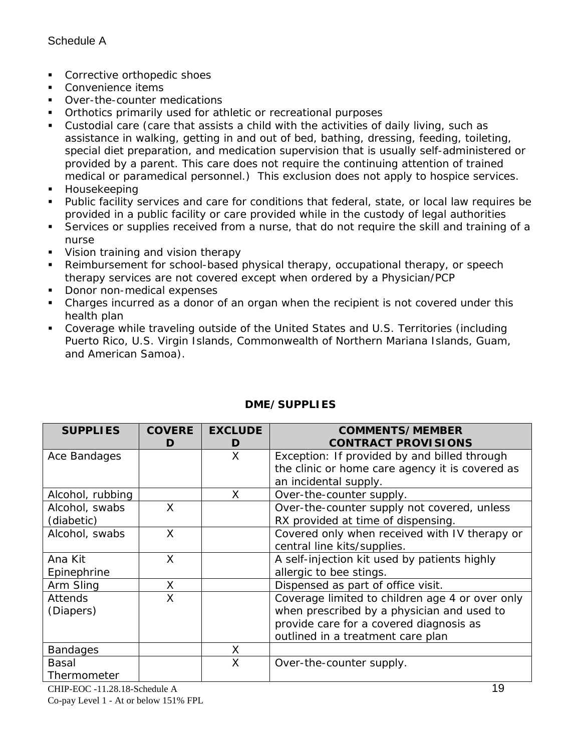- Corrective orthopedic shoes
- Convenience items
- Over-the-counter medications
- Orthotics primarily used for athletic or recreational purposes
- Custodial care (care that assists a child with the activities of daily living, such as assistance in walking, getting in and out of bed, bathing, dressing, feeding, toileting, special diet preparation, and medication supervision that is usually self-administered or provided by a parent. This care does not require the continuing attention of trained medical or paramedical personnel.) This exclusion does not apply to hospice services.
- Housekeeping
- Public facility services and care for conditions that federal, state, or local law requires be provided in a public facility or care provided while in the custody of legal authorities
- Services or supplies received from a nurse, that do not require the skill and training of a nurse
- Vision training and vision therapy
- Reimbursement for school-based physical therapy, occupational therapy, or speech therapy services are not covered except when ordered by a Physician/PCP
- Donor non-medical expenses
- Charges incurred as a donor of an organ when the recipient is not covered under this health plan
- Coverage while traveling outside of the United States and U.S. Territories (including Puerto Rico, U.S. Virgin Islands, Commonwealth of Northern Mariana Islands, Guam, and American Samoa).

## DME/SUPPLIES

| SUPPLIES | COVERED | EXCLUDED | COMMENTS/MEMBER CONTRACT PROVISIONS |
|---|---|---|---|
| Ace Bandages | | X | Exception: If provided by and billed through the clinic or home care agency it is covered as an incidental supply. |
| Alcohol, rubbing | | X | Over-the-counter supply. |
| Alcohol, swabs (diabetic) | X | | Over-the-counter supply not covered, unless RX provided at time of dispensing. |
| Alcohol, swabs | X | | Covered only when received with IV therapy or central line kits/supplies. |
| Ana Kit Epinephrine | X | | A self-injection kit used by patients highly allergic to bee stings. |
| Arm Sling | X | | Dispensed as part of office visit. |
| Attends (Diapers) | X | | Coverage limited to children age 4 or over only when prescribed by a physician and used to provide care for a covered diagnosis as outlined in a treatment care plan |
| Bandages | | X | |
| Basal Thermometer | | X | Over-the-counter supply. |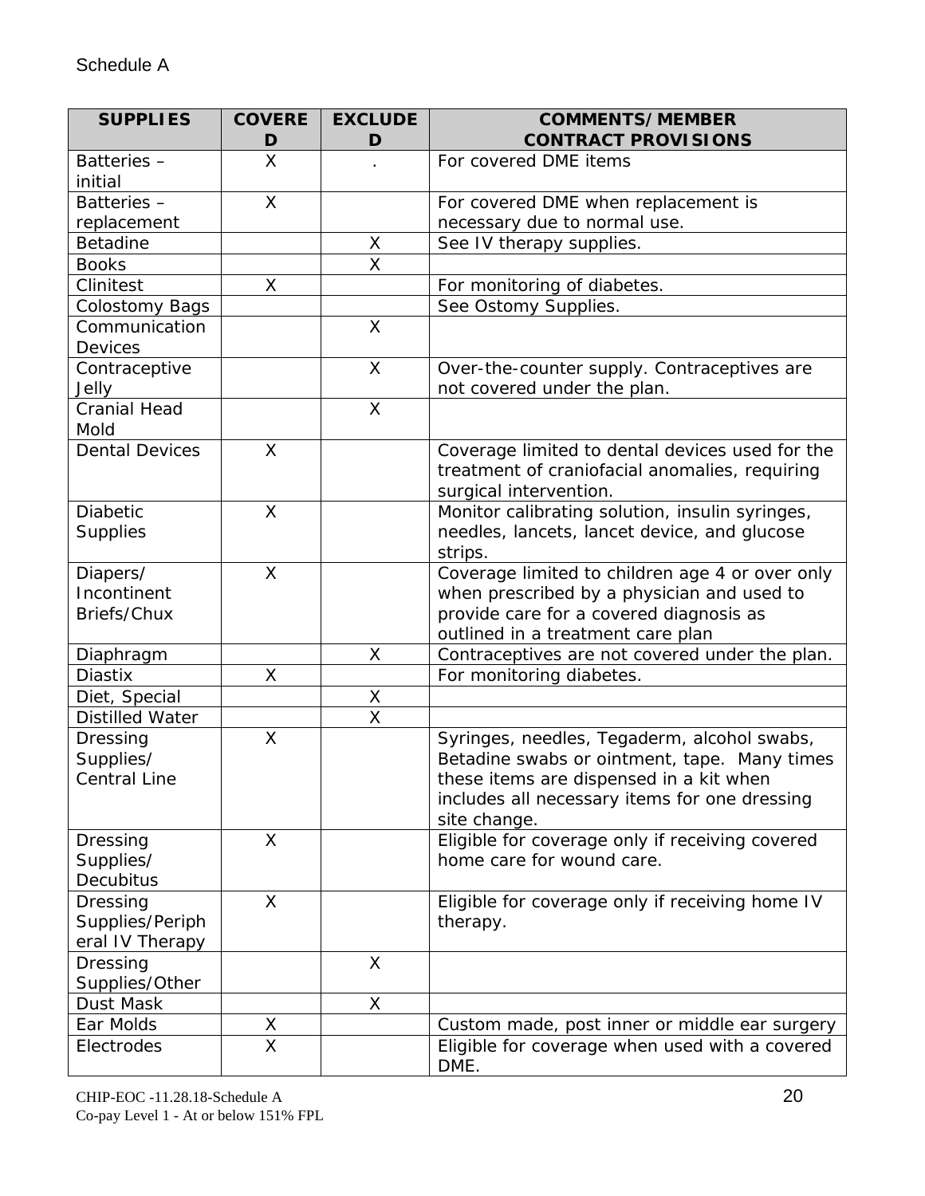Schedule A

| SUPPLIES | COVERED | EXCLUDED | COMMENTS/MEMBER CONTRACT PROVISIONS |
|---|---|---|---|
| Batteries – initial | X | . | For covered DME items |
| Batteries – replacement | X | | For covered DME when replacement is necessary due to normal use. |
| Betadine | | X | See IV therapy supplies. |
| Books | | X | |
| Clinitest | X | | For monitoring of diabetes. |
| Colostomy Bags | | | See Ostomy Supplies. |
| Communication Devices | | X | |
| Contraceptive Jelly | | X | Over-the-counter supply. Contraceptives are not covered under the plan. |
| Cranial Head Mold | | X | |
| Dental Devices | X | | Coverage limited to dental devices used for the treatment of craniofacial anomalies, requiring surgical intervention. |
| Diabetic Supplies | X | | Monitor calibrating solution, insulin syringes, needles, lancets, lancet device, and glucose strips. |
| Diapers/ Incontinent Briefs/Chux | X | | Coverage limited to children age 4 or over only when prescribed by a physician and used to provide care for a covered diagnosis as outlined in a treatment care plan |
| Diaphragm | | X | Contraceptives are not covered under the plan. |
| Diastix | X | | For monitoring diabetes. |
| Diet, Special | | X | |
| Distilled Water | | X | |
| Dressing Supplies/ Central Line | X | | Syringes, needles, Tegaderm, alcohol swabs, Betadine swabs or ointment, tape. Many times these items are dispensed in a kit when includes all necessary items for one dressing site change. |
| Dressing Supplies/ Decubitus | X | | Eligible for coverage only if receiving covered home care for wound care. |
| Dressing Supplies/Peripheral IV Therapy | X | | Eligible for coverage only if receiving home IV therapy. |
| Dressing Supplies/Other | | X | |
| Dust Mask | | X | |
| Ear Molds | X | | Custom made, post inner or middle ear surgery |
| Electrodes | X | | Eligible for coverage when used with a covered DME. |

CHIP-EOC -11.28.18-Schedule A
Co-pay Level 1 - At or below 151% FPL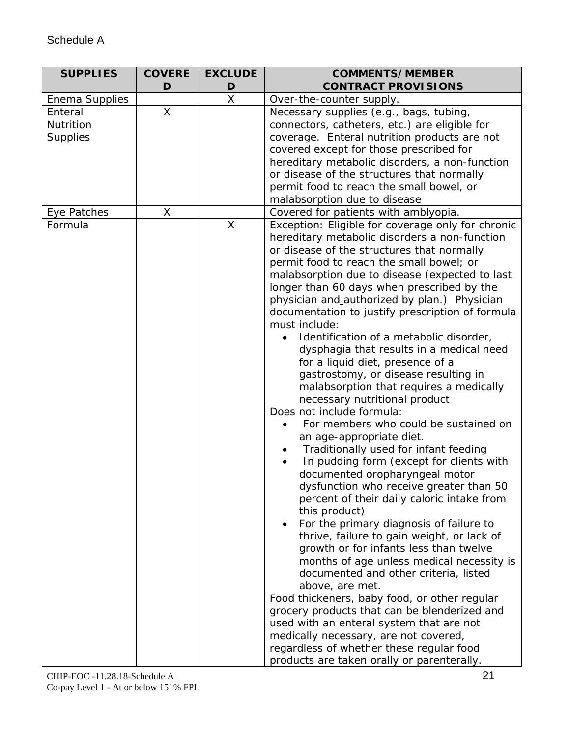Schedule A

| SUPPLIES | COVERED | EXCLUDED | COMMENTS/MEMBER CONTRACT PROVISIONS |
|---|---|---|---|
| Enema Supplies | | X | Over-the-counter supply. |
| Enteral Nutrition Supplies | X | | Necessary supplies (e.g., bags, tubing, connectors, catheters, etc.) are eligible for coverage. Enteral nutrition products are not covered except for those prescribed for hereditary metabolic disorders, a non-function or disease of the structures that normally permit food to reach the small bowel, or malabsorption due to disease |
| Eye Patches | X | | Covered for patients with amblyopia. |
| Formula | | X | Exception: Eligible for coverage only for chronic hereditary metabolic disorders a non-function or disease of the structures that normally permit food to reach the small bowel; or malabsorption due to disease (expected to last longer than 60 days when prescribed by the physician and authorized by plan.) Physician documentation to justify prescription of formula must include: <br>• Identification of a metabolic disorder, dysphagia that results in a medical need for a liquid diet, presence of a gastrostomy, or disease resulting in malabsorption that requires a medically necessary nutritional product <br>Does not include formula: <br>• For members who could be sustained on an age-appropriate diet. <br>• Traditionally used for infant feeding <br>• In pudding form (except for clients with documented oropharyngeal motor dysfunction who receive greater than 50 percent of their daily caloric intake from this product) <br>• For the primary diagnosis of failure to thrive, failure to gain weight, or lack of growth or for infants less than twelve months of age unless medical necessity is documented and other criteria, listed above, are met. <br>Food thickeners, baby food, or other regular grocery products that can be blenderized and used with an enteral system that are not medically necessary, are not covered, regardless of whether these regular food products are taken orally or parenterally. |

CHIP-EOC -11.28.18-Schedule A
Co-pay Level 1 - At or below 151% FPL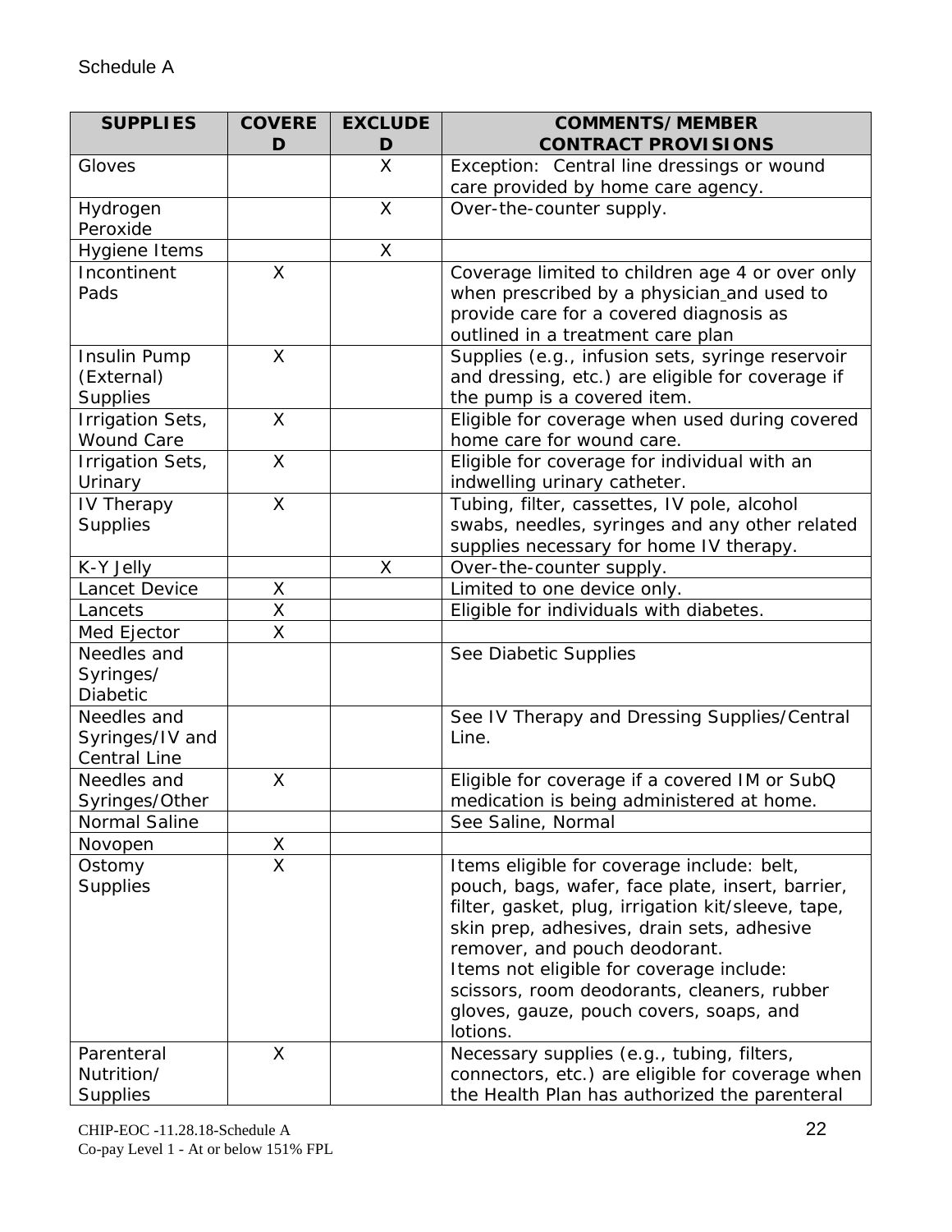Schedule A

| SUPPLIES | COVERED | EXCLUDED | COMMENTS/MEMBER CONTRACT PROVISIONS |
|---|---|---|---|
| Gloves | | X | Exception: Central line dressings or wound care provided by home care agency. |
| Hydrogen Peroxide | | X | Over-the-counter supply. |
| Hygiene Items | | X | |
| Incontinent Pads | X | | Coverage limited to children age 4 or over only when prescribed by a physician and used to provide care for a covered diagnosis as outlined in a treatment care plan |
| Insulin Pump (External) Supplies | X | | Supplies (e.g., infusion sets, syringe reservoir and dressing, etc.) are eligible for coverage if the pump is a covered item. |
| Irrigation Sets, Wound Care | X | | Eligible for coverage when used during covered home care for wound care. |
| Irrigation Sets, Urinary | X | | Eligible for coverage for individual with an indwelling urinary catheter. |
| IV Therapy Supplies | X | | Tubing, filter, cassettes, IV pole, alcohol swabs, needles, syringes and any other related supplies necessary for home IV therapy. |
| K-Y Jelly | | X | Over-the-counter supply. |
| Lancet Device | X | | Limited to one device only. |
| Lancets | X | | Eligible for individuals with diabetes. |
| Med Ejector | X | | |
| Needles and Syringes/ Diabetic | | | See Diabetic Supplies |
| Needles and Syringes/IV and Central Line | | | See IV Therapy and Dressing Supplies/Central Line. |
| Needles and Syringes/Other | X | | Eligible for coverage if a covered IM or SubQ medication is being administered at home. |
| Normal Saline | | | See Saline, Normal |
| Novopen | X | | |
| Ostomy Supplies | X | | Items eligible for coverage include: belt, pouch, bags, wafer, face plate, insert, barrier, filter, gasket, plug, irrigation kit/sleeve, tape, skin prep, adhesives, drain sets, adhesive remover, and pouch deodorant. Items not eligible for coverage include: scissors, room deodorants, cleaners, rubber gloves, gauze, pouch covers, soaps, and lotions. |
| Parenteral Nutrition/ Supplies | X | | Necessary supplies (e.g., tubing, filters, connectors, etc.) are eligible for coverage when the Health Plan has authorized the parenteral |

CHIP-EOC -11.28.18-Schedule A
Co-pay Level 1 - At or below 151% FPL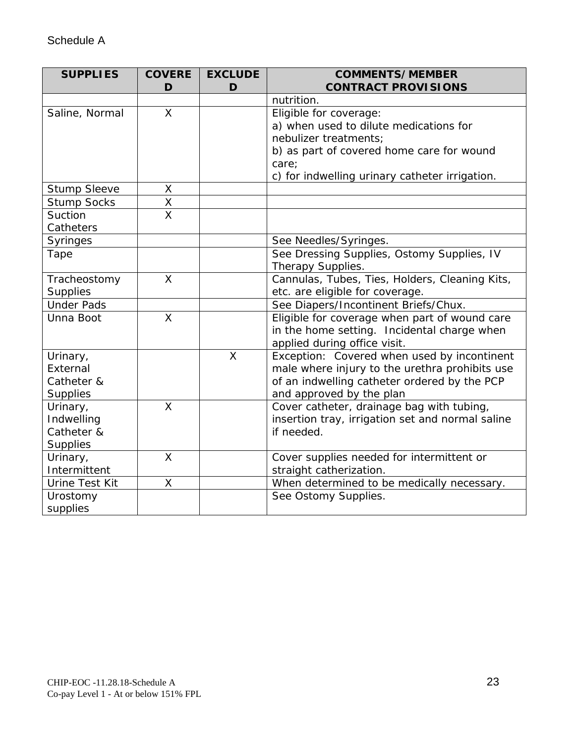Schedule A

| SUPPLIES | COVERED | EXCLUDED | COMMENTS/MEMBER CONTRACT PROVISIONS |
|---|---|---|---|
| | | | nutrition. |
| Saline, Normal | X | | Eligible for coverage: a) when used to dilute medications for nebulizer treatments; b) as part of covered home care for wound care; c) for indwelling urinary catheter irrigation. |
| Stump Sleeve | X | | |
| Stump Socks | X | | |
| Suction Catheters | X | | |
| Syringes | | | See Needles/Syringes. |
| Tape | | | See Dressing Supplies, Ostomy Supplies, IV Therapy Supplies. |
| Tracheostomy Supplies | X | | Cannulas, Tubes, Ties, Holders, Cleaning Kits, etc. are eligible for coverage. |
| Under Pads | | | See Diapers/Incontinent Briefs/Chux. |
| Unna Boot | X | | Eligible for coverage when part of wound care in the home setting. Incidental charge when applied during office visit. |
| Urinary, External Catheter & Supplies | | X | Exception: Covered when used by incontinent male where injury to the urethra prohibits use of an indwelling catheter ordered by the PCP and approved by the plan |
| Urinary, Indwelling Catheter & Supplies | X | | Cover catheter, drainage bag with tubing, insertion tray, irrigation set and normal saline if needed. |
| Urinary, Intermittent | X | | Cover supplies needed for intermittent or straight catherization. |
| Urine Test Kit | X | | When determined to be medically necessary. |
| Urostomy supplies | | | See Ostomy Supplies. |

CHIP-EOC -11.28.18-Schedule A
Co-pay Level 1 - At or below 151% FPL